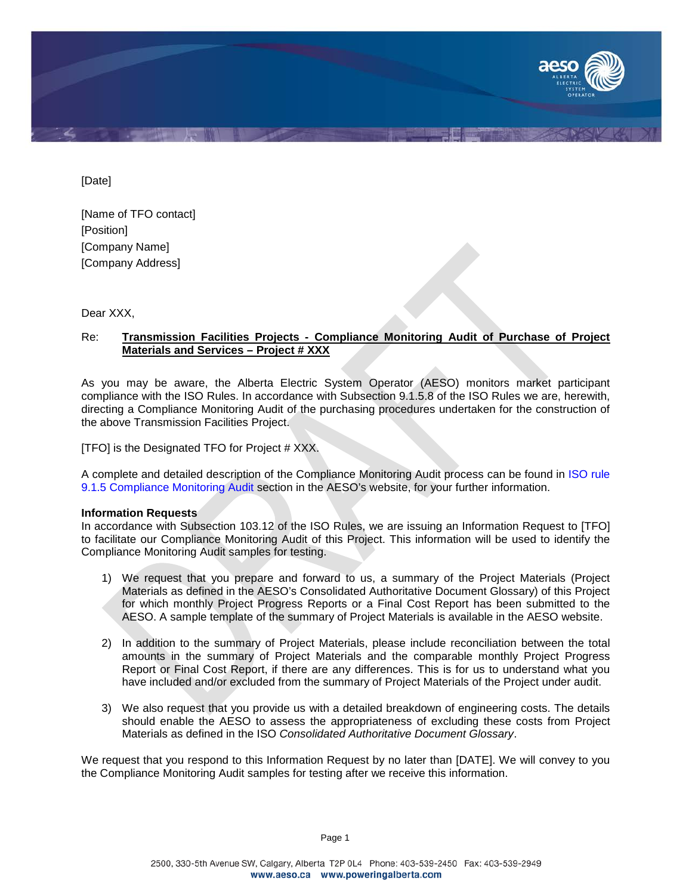[Date]

[Name of TFO contact]
[Position]
[Company Name]
[Company Address]

Dear XXX,

Re: **Transmission Facilities Projects - Compliance Monitoring Audit of Purchase of Project Materials and Services – Project # XXX**

As you may be aware, the Alberta Electric System Operator (AESO) monitors market participant compliance with the ISO Rules. In accordance with Subsection 9.1.5.8 of the ISO Rules we are, herewith, directing a Compliance Monitoring Audit of the purchasing procedures undertaken for the construction of the above Transmission Facilities Project.

[TFO] is the Designated TFO for Project # XXX.

A complete and detailed description of the Compliance Monitoring Audit process can be found in ISO rule 9.1.5 Compliance Monitoring Audit section in the AESO's website, for your further information.

**Information Requests**
In accordance with Subsection 103.12 of the ISO Rules, we are issuing an Information Request to [TFO] to facilitate our Compliance Monitoring Audit of this Project. This information will be used to identify the Compliance Monitoring Audit samples for testing.

1) We request that you prepare and forward to us, a summary of the Project Materials (Project Materials as defined in the AESO's Consolidated Authoritative Document Glossary) of this Project for which monthly Project Progress Reports or a Final Cost Report has been submitted to the AESO. A sample template of the summary of Project Materials is available in the AESO website.

2) In addition to the summary of Project Materials, please include reconciliation between the total amounts in the summary of Project Materials and the comparable monthly Project Progress Report or Final Cost Report, if there are any differences. This is for us to understand what you have included and/or excluded from the summary of Project Materials of the Project under audit.

3) We also request that you provide us with a detailed breakdown of engineering costs. The details should enable the AESO to assess the appropriateness of excluding these costs from Project Materials as defined in the ISO *Consolidated Authoritative Document Glossary*.

We request that you respond to this Information Request by no later than [DATE]. We will convey to you the Compliance Monitoring Audit samples for testing after we receive this information.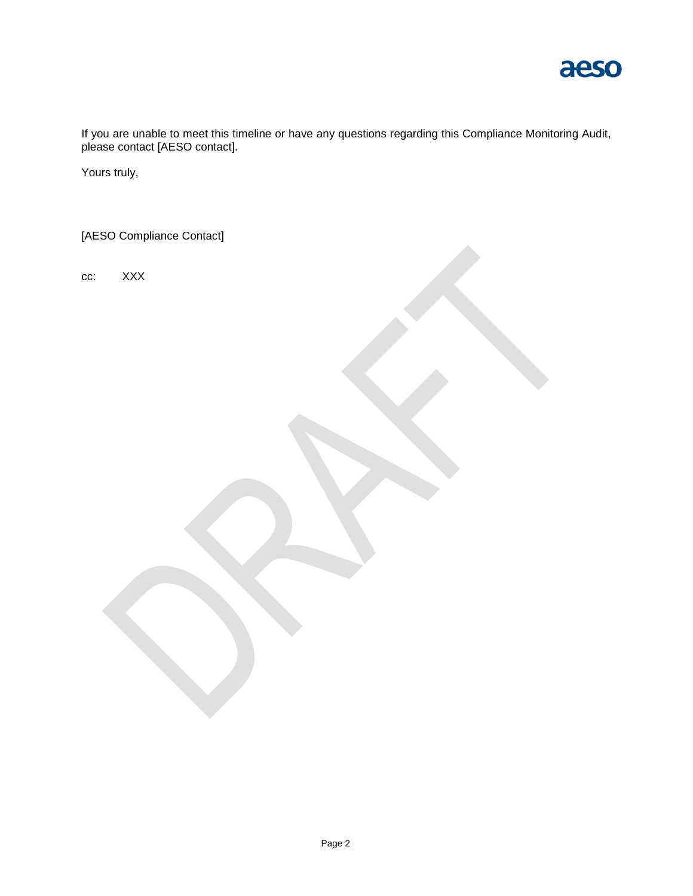If you are unable to meet this timeline or have any questions regarding this Compliance Monitoring Audit, please contact [AESO contact].

Yours truly,

[AESO Compliance Contact]

cc: XXX